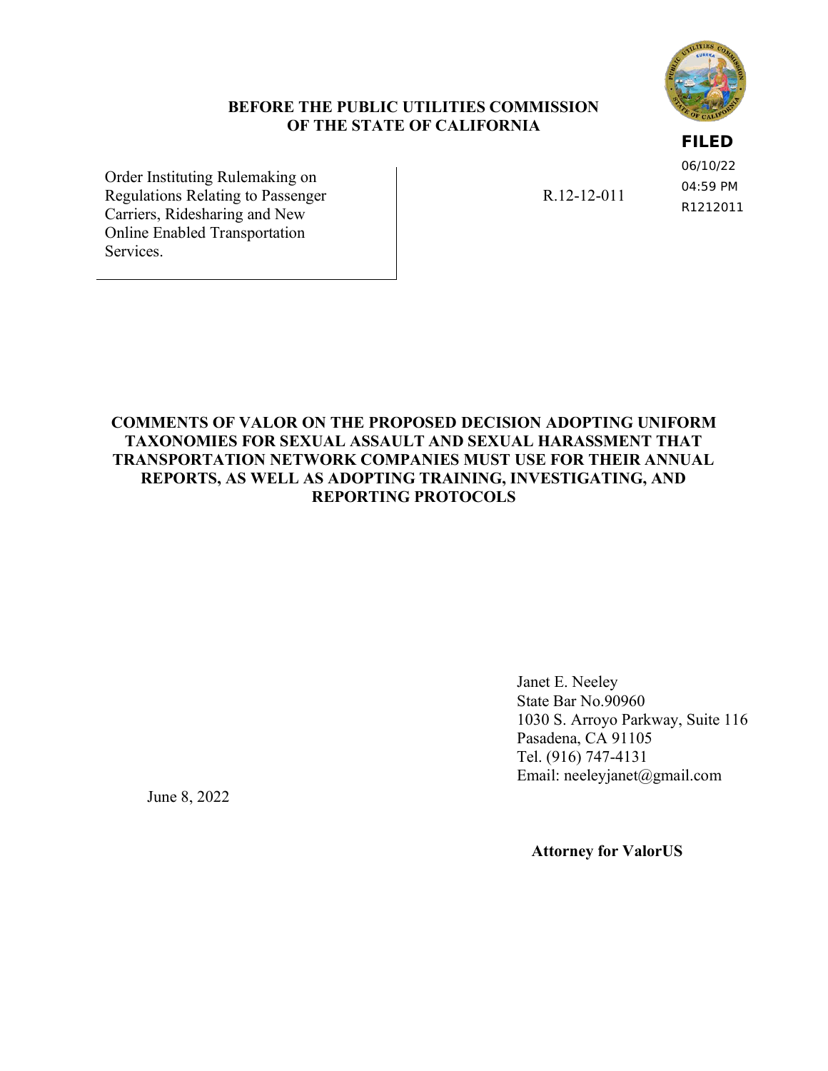**BEFORE THE PUBLIC UTILITIES COMMISSION OF THE STATE OF CALIFORNIA**

**FILED**
06/10/22
04:59 PM
R1212011

| | |
|---|---|
| Order Instituting Rulemaking on Regulations Relating to Passenger Carriers, Ridesharing and New Online Enabled Transportation Services. | R.12-12-011 |

**COMMENTS OF VALOR ON THE PROPOSED DECISION ADOPTING UNIFORM TAXONOMIES FOR SEXUAL ASSAULT AND SEXUAL HARASSMENT THAT TRANSPORTATION NETWORK COMPANIES MUST USE FOR THEIR ANNUAL REPORTS, AS WELL AS ADOPTING TRAINING, INVESTIGATING, AND REPORTING PROTOCOLS**

Janet E. Neeley
State Bar No.90960
1030 S. Arroyo Parkway, Suite 116
Pasadena, CA 91105
Tel. (916) 747-4131
Email: neeleyjanet@gmail.com

June 8, 2022

**Attorney for ValorUS**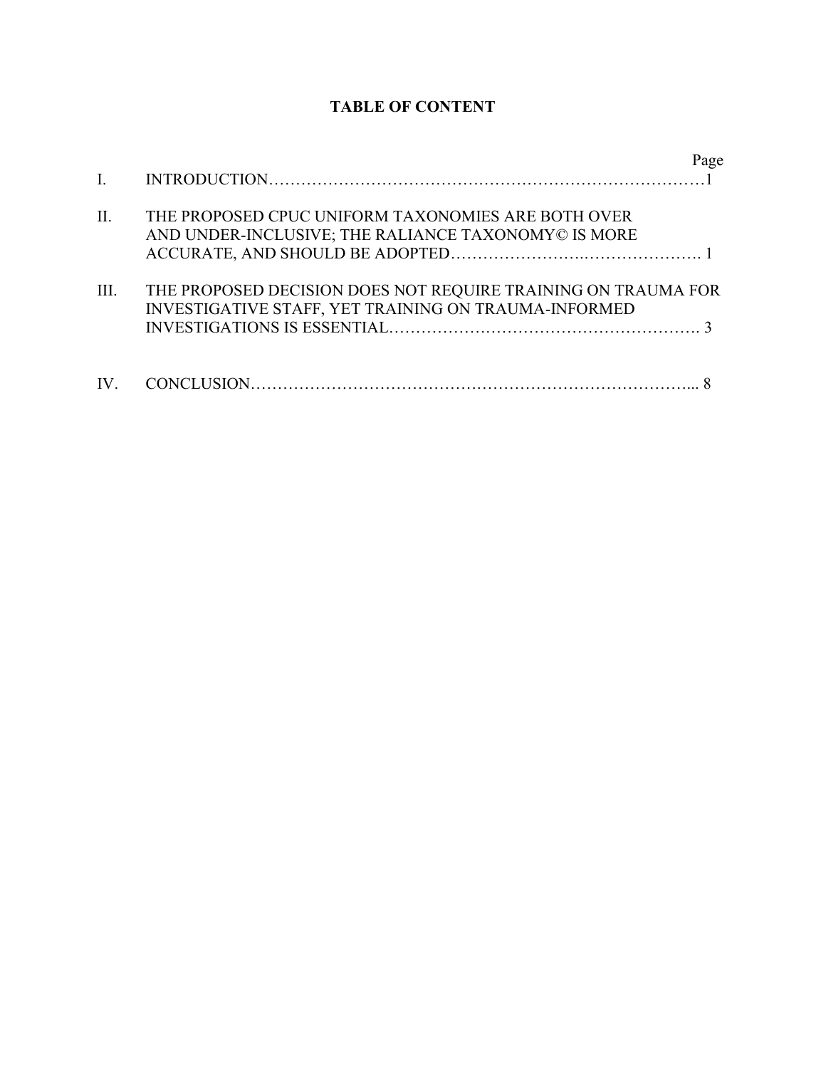**TABLE OF CONTENT**

| | | Page |
|---|---|---|
| I. | INTRODUCTION | 1 |
| II. | THE PROPOSED CPUC UNIFORM TAXONOMIES ARE BOTH OVER AND UNDER-INCLUSIVE; THE RALIANCE TAXONOMY© IS MORE ACCURATE, AND SHOULD BE ADOPTED | 1 |
| III. | THE PROPOSED DECISION DOES NOT REQUIRE TRAINING ON TRAUMA FOR INVESTIGATIVE STAFF, YET TRAINING ON TRAUMA-INFORMED INVESTIGATIONS IS ESSENTIAL | 3 |
| IV. | CONCLUSION | 8 |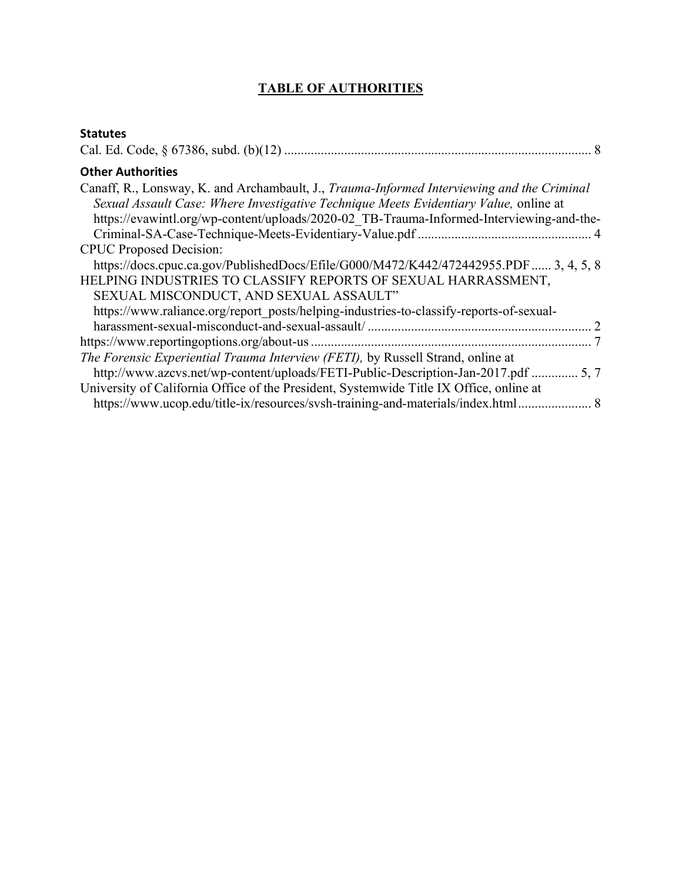# TABLE OF AUTHORITIES

**Statutes**

Cal. Ed. Code, § 67386, subd. (b)(12) .......... 8

**Other Authorities**

Canaff, R., Lonsway, K. and Archambault, J., *Trauma-Informed Interviewing and the Criminal Sexual Assault Case: Where Investigative Technique Meets Evidentiary Value,* online at https://evawintl.org/wp-content/uploads/2020-02_TB-Trauma-Informed-Interviewing-and-the-Criminal-SA-Case-Technique-Meets-Evidentiary-Value.pdf .......... 4

CPUC Proposed Decision: https://docs.cpuc.ca.gov/PublishedDocs/Efile/G000/M472/K442/472442955.PDF .......... 3, 4, 5, 8

HELPING INDUSTRIES TO CLASSIFY REPORTS OF SEXUAL HARRASSMENT, SEXUAL MISCONDUCT, AND SEXUAL ASSAULT" https://www.raliance.org/report_posts/helping-industries-to-classify-reports-of-sexual-harassment-sexual-misconduct-and-sexual-assault/ .......... 2

https://www.reportingoptions.org/about-us .......... 7

*The Forensic Experiential Trauma Interview (FETI),* by Russell Strand, online at http://www.azcvs.net/wp-content/uploads/FETI-Public-Description-Jan-2017.pdf .......... 5, 7

University of California Office of the President, Systemwide Title IX Office, online at https://www.ucop.edu/title-ix/resources/svsh-training-and-materials/index.html .......... 8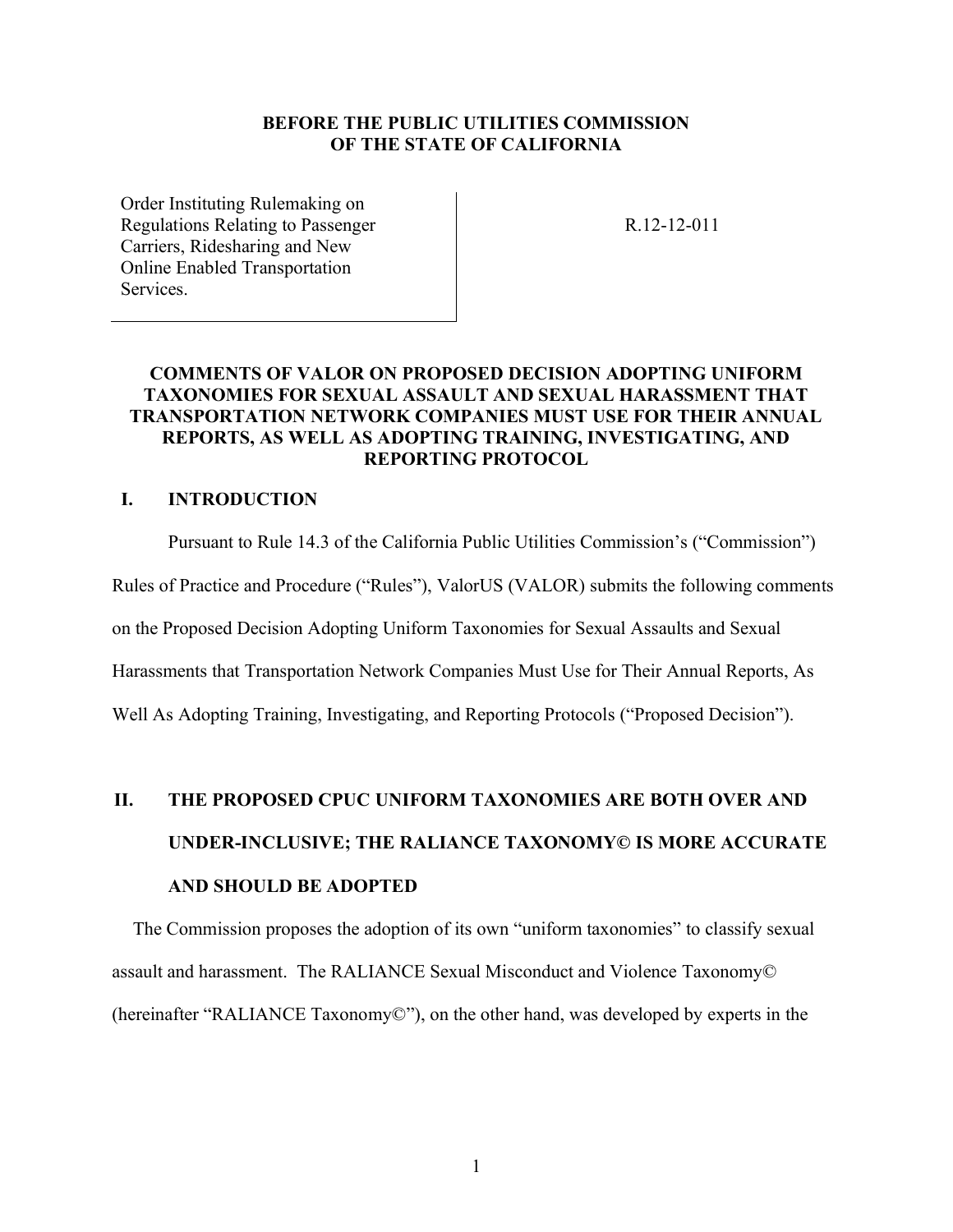**BEFORE THE PUBLIC UTILITIES COMMISSION**
**OF THE STATE OF CALIFORNIA**

| | |
|---|---|
| Order Instituting Rulemaking on Regulations Relating to Passenger Carriers, Ridesharing and New Online Enabled Transportation Services. | R.12-12-011 |

# COMMENTS OF VALOR ON PROPOSED DECISION ADOPTING UNIFORM TAXONOMIES FOR SEXUAL ASSAULT AND SEXUAL HARASSMENT THAT TRANSPORTATION NETWORK COMPANIES MUST USE FOR THEIR ANNUAL REPORTS, AS WELL AS ADOPTING TRAINING, INVESTIGATING, AND REPORTING PROTOCOL

## I. INTRODUCTION

Pursuant to Rule 14.3 of the California Public Utilities Commission's ("Commission") Rules of Practice and Procedure ("Rules"), ValorUS (VALOR) submits the following comments on the Proposed Decision Adopting Uniform Taxonomies for Sexual Assaults and Sexual Harassments that Transportation Network Companies Must Use for Their Annual Reports, As Well As Adopting Training, Investigating, and Reporting Protocols ("Proposed Decision").

## II. THE PROPOSED CPUC UNIFORM TAXONOMIES ARE BOTH OVER AND UNDER-INCLUSIVE; THE RALIANCE TAXONOMY© IS MORE ACCURATE AND SHOULD BE ADOPTED

The Commission proposes the adoption of its own "uniform taxonomies" to classify sexual assault and harassment. The RALIANCE Sexual Misconduct and Violence Taxonomy© (hereinafter "RALIANCE Taxonomy©"), on the other hand, was developed by experts in the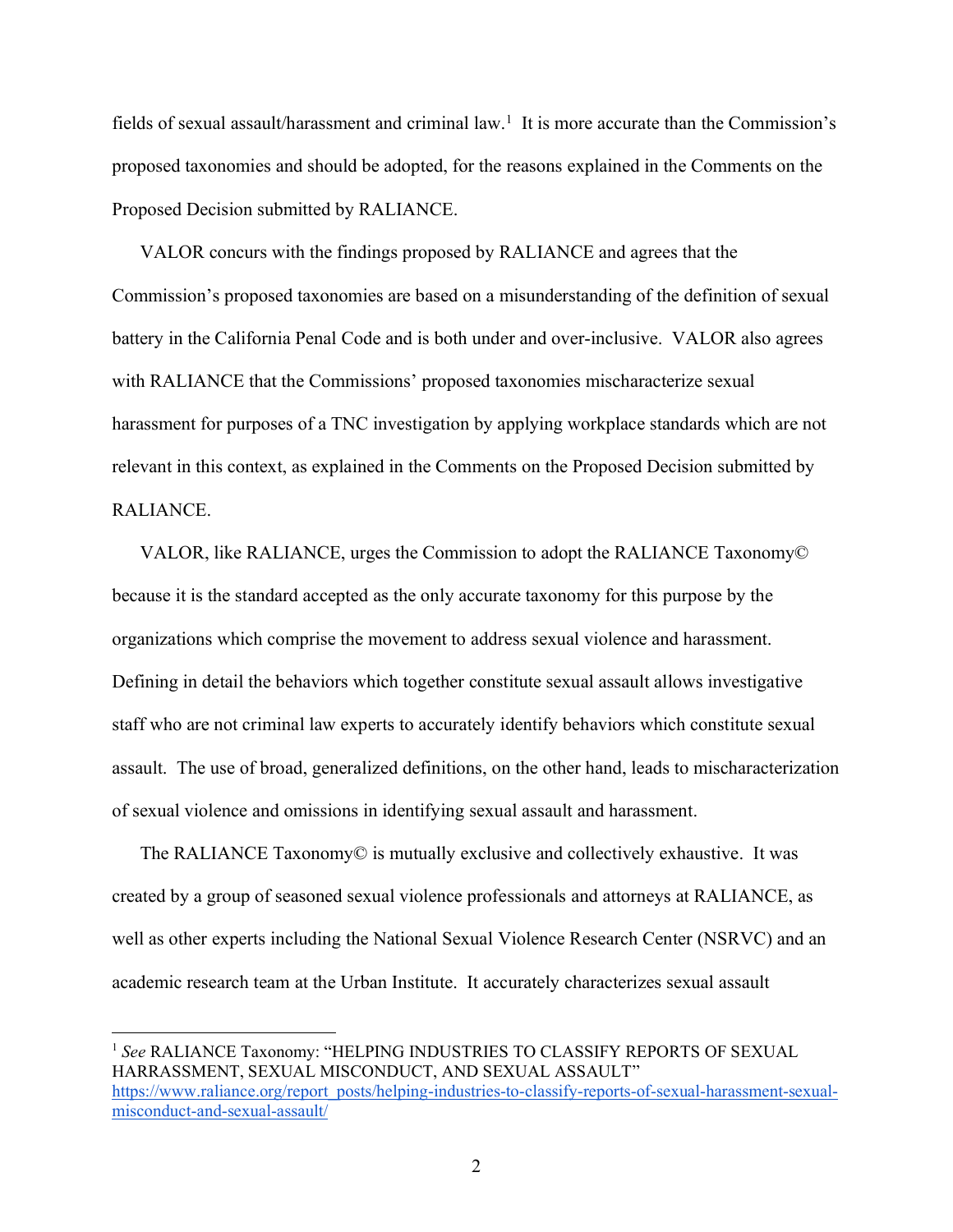fields of sexual assault/harassment and criminal law.[1] It is more accurate than the Commission's proposed taxonomies and should be adopted, for the reasons explained in the Comments on the Proposed Decision submitted by RALIANCE.

VALOR concurs with the findings proposed by RALIANCE and agrees that the Commission's proposed taxonomies are based on a misunderstanding of the definition of sexual battery in the California Penal Code and is both under and over-inclusive. VALOR also agrees with RALIANCE that the Commissions' proposed taxonomies mischaracterize sexual harassment for purposes of a TNC investigation by applying workplace standards which are not relevant in this context, as explained in the Comments on the Proposed Decision submitted by RALIANCE.

VALOR, like RALIANCE, urges the Commission to adopt the RALIANCE Taxonomy© because it is the standard accepted as the only accurate taxonomy for this purpose by the organizations which comprise the movement to address sexual violence and harassment. Defining in detail the behaviors which together constitute sexual assault allows investigative staff who are not criminal law experts to accurately identify behaviors which constitute sexual assault. The use of broad, generalized definitions, on the other hand, leads to mischaracterization of sexual violence and omissions in identifying sexual assault and harassment.

The RALIANCE Taxonomy© is mutually exclusive and collectively exhaustive. It was created by a group of seasoned sexual violence professionals and attorneys at RALIANCE, as well as other experts including the National Sexual Violence Research Center (NSRVC) and an academic research team at the Urban Institute. It accurately characterizes sexual assault

---

[1] *See* RALIANCE Taxonomy: "HELPING INDUSTRIES TO CLASSIFY REPORTS OF SEXUAL HARRASSMENT, SEXUAL MISCONDUCT, AND SEXUAL ASSAULT" https://www.raliance.org/report_posts/helping-industries-to-classify-reports-of-sexual-harassment-sexual-misconduct-and-sexual-assault/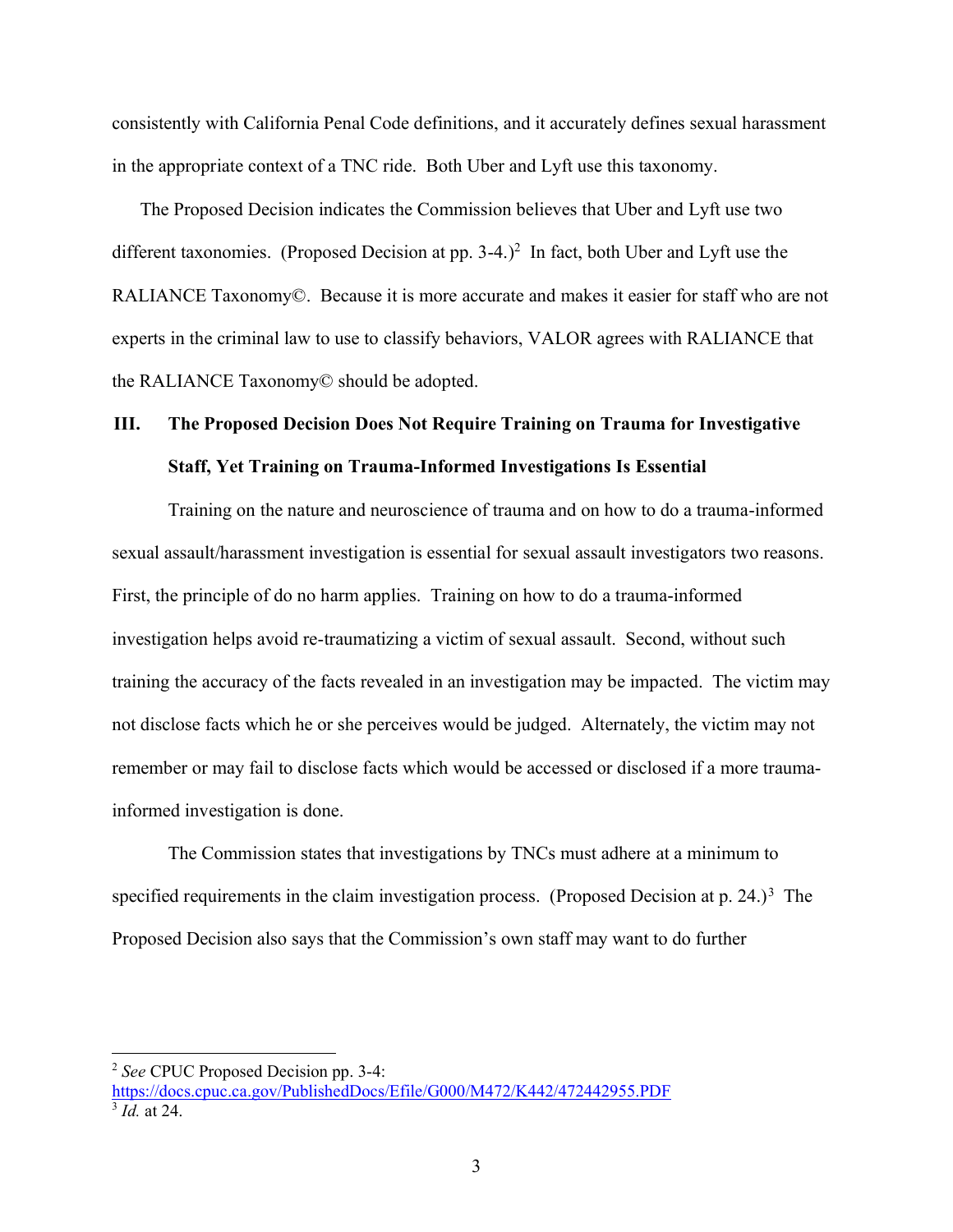consistently with California Penal Code definitions, and it accurately defines sexual harassment in the appropriate context of a TNC ride. Both Uber and Lyft use this taxonomy.

The Proposed Decision indicates the Commission believes that Uber and Lyft use two different taxonomies. (Proposed Decision at pp. 3-4.)[2] In fact, both Uber and Lyft use the RALIANCE Taxonomy©. Because it is more accurate and makes it easier for staff who are not experts in the criminal law to use to classify behaviors, VALOR agrees with RALIANCE that the RALIANCE Taxonomy© should be adopted.

## III. The Proposed Decision Does Not Require Training on Trauma for Investigative Staff, Yet Training on Trauma-Informed Investigations Is Essential

Training on the nature and neuroscience of trauma and on how to do a trauma-informed sexual assault/harassment investigation is essential for sexual assault investigators two reasons. First, the principle of do no harm applies. Training on how to do a trauma-informed investigation helps avoid re-traumatizing a victim of sexual assault. Second, without such training the accuracy of the facts revealed in an investigation may be impacted. The victim may not disclose facts which he or she perceives would be judged. Alternately, the victim may not remember or may fail to disclose facts which would be accessed or disclosed if a more trauma-informed investigation is done.

The Commission states that investigations by TNCs must adhere at a minimum to specified requirements in the claim investigation process. (Proposed Decision at p. 24.)[3] The Proposed Decision also says that the Commission's own staff may want to do further

---

[2] *See* CPUC Proposed Decision pp. 3-4: https://docs.cpuc.ca.gov/PublishedDocs/Efile/G000/M472/K442/472442955.PDF

[3] *Id.* at 24.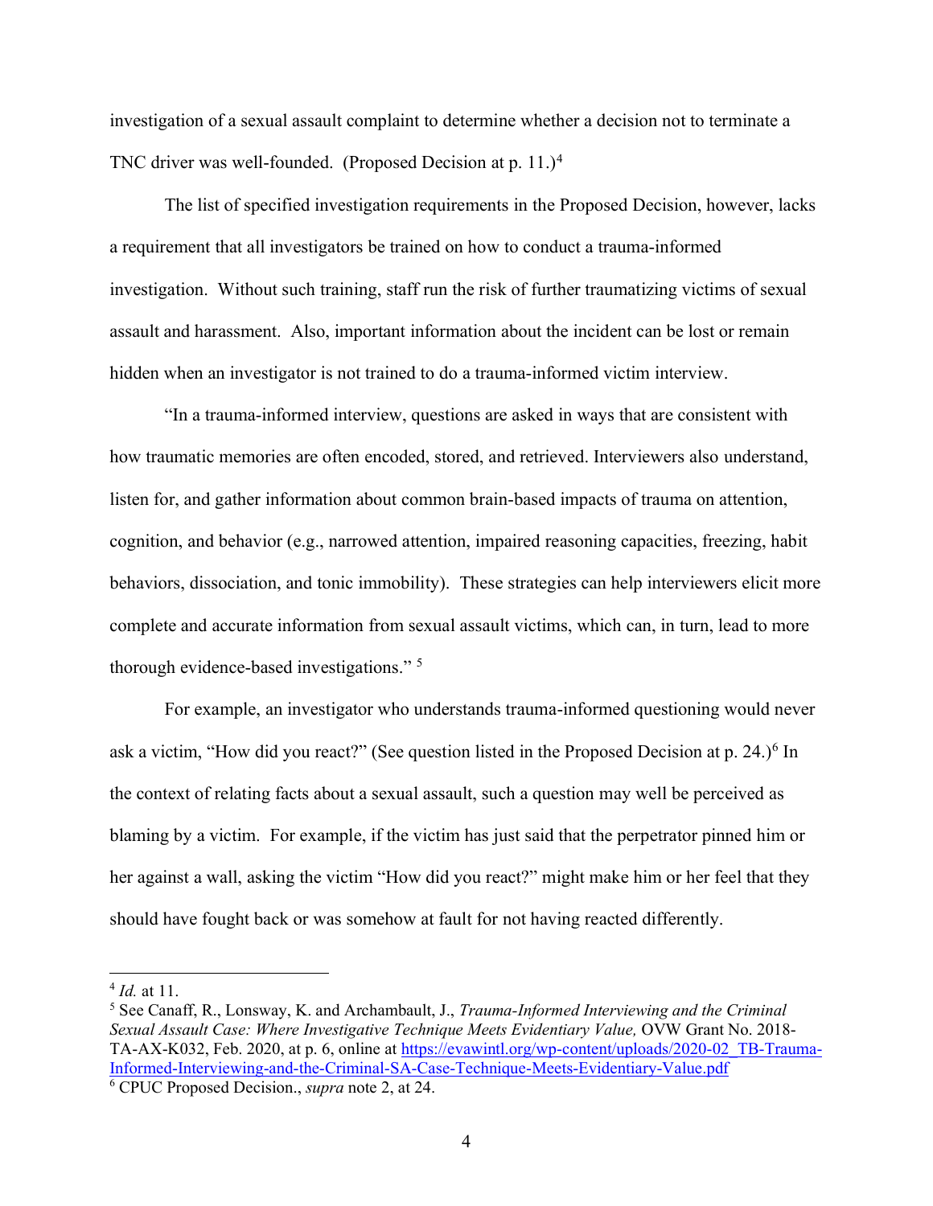investigation of a sexual assault complaint to determine whether a decision not to terminate a TNC driver was well-founded. (Proposed Decision at p. 11.)[4]

The list of specified investigation requirements in the Proposed Decision, however, lacks a requirement that all investigators be trained on how to conduct a trauma-informed investigation. Without such training, staff run the risk of further traumatizing victims of sexual assault and harassment. Also, important information about the incident can be lost or remain hidden when an investigator is not trained to do a trauma-informed victim interview.

"In a trauma-informed interview, questions are asked in ways that are consistent with how traumatic memories are often encoded, stored, and retrieved. Interviewers also understand, listen for, and gather information about common brain-based impacts of trauma on attention, cognition, and behavior (e.g., narrowed attention, impaired reasoning capacities, freezing, habit behaviors, dissociation, and tonic immobility). These strategies can help interviewers elicit more complete and accurate information from sexual assault victims, which can, in turn, lead to more thorough evidence-based investigations." [5]

For example, an investigator who understands trauma-informed questioning would never ask a victim, "How did you react?" (See question listed in the Proposed Decision at p. 24.)[6] In the context of relating facts about a sexual assault, such a question may well be perceived as blaming by a victim. For example, if the victim has just said that the perpetrator pinned him or her against a wall, asking the victim "How did you react?" might make him or her feel that they should have fought back or was somehow at fault for not having reacted differently.

---

[4] *Id.* at 11.

[5] See Canaff, R., Lonsway, K. and Archambault, J., *Trauma-Informed Interviewing and the Criminal Sexual Assault Case: Where Investigative Technique Meets Evidentiary Value,* OVW Grant No. 2018-TA-AX-K032, Feb. 2020, at p. 6, online at https://evawintl.org/wp-content/uploads/2020-02_TB-Trauma-Informed-Interviewing-and-the-Criminal-SA-Case-Technique-Meets-Evidentiary-Value.pdf

[6] CPUC Proposed Decision., *supra* note 2, at 24.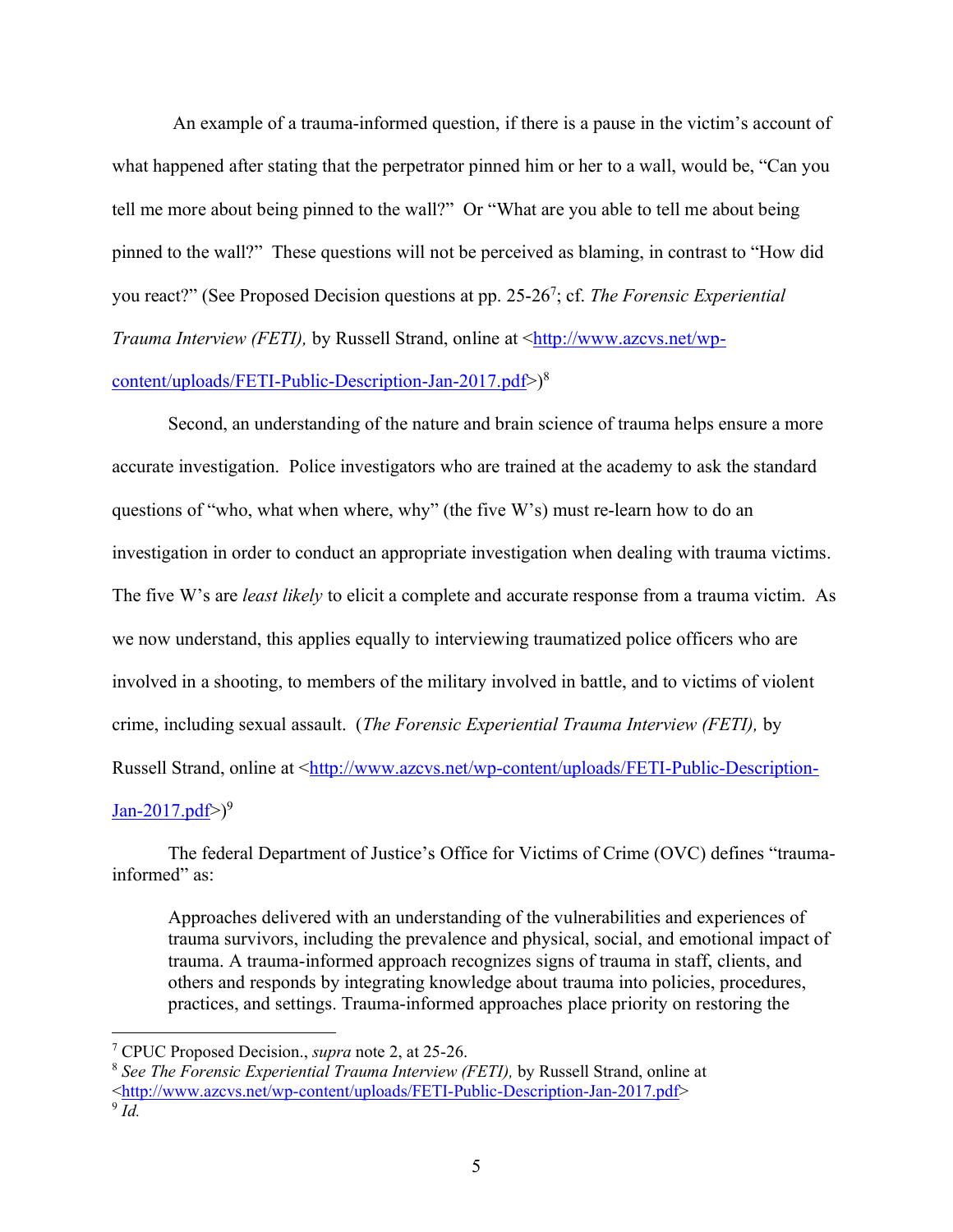An example of a trauma-informed question, if there is a pause in the victim's account of what happened after stating that the perpetrator pinned him or her to a wall, would be, "Can you tell me more about being pinned to the wall?" Or "What are you able to tell me about being pinned to the wall?" These questions will not be perceived as blaming, in contrast to "How did you react?" (See Proposed Decision questions at pp. 25-26[7]; cf. *The Forensic Experiential Trauma Interview (FETI),* by Russell Strand, online at <[http://www.azcvs.net/wp-content/uploads/FETI-Public-Description-Jan-2017.pdf](http://www.azcvs.net/wp-content/uploads/FETI-Public-Description-Jan-2017.pdf)>)[8]

Second, an understanding of the nature and brain science of trauma helps ensure a more accurate investigation. Police investigators who are trained at the academy to ask the standard questions of "who, what when where, why" (the five W's) must re-learn how to do an investigation in order to conduct an appropriate investigation when dealing with trauma victims. The five W's are *least likely* to elicit a complete and accurate response from a trauma victim. As we now understand, this applies equally to interviewing traumatized police officers who are involved in a shooting, to members of the military involved in battle, and to victims of violent crime, including sexual assault. (*The Forensic Experiential Trauma Interview (FETI),* by Russell Strand, online at <[http://www.azcvs.net/wp-content/uploads/FETI-Public-Description-Jan-2017.pdf](http://www.azcvs.net/wp-content/uploads/FETI-Public-Description-Jan-2017.pdf)>)[9]

The federal Department of Justice's Office for Victims of Crime (OVC) defines "trauma-informed" as:

> Approaches delivered with an understanding of the vulnerabilities and experiences of trauma survivors, including the prevalence and physical, social, and emotional impact of trauma. A trauma-informed approach recognizes signs of trauma in staff, clients, and others and responds by integrating knowledge about trauma into policies, procedures, practices, and settings. Trauma-informed approaches place priority on restoring the

---

[7] CPUC Proposed Decision., *supra* note 2, at 25-26.

[8] *See The Forensic Experiential Trauma Interview (FETI),* by Russell Strand, online at <[http://www.azcvs.net/wp-content/uploads/FETI-Public-Description-Jan-2017.pdf](http://www.azcvs.net/wp-content/uploads/FETI-Public-Description-Jan-2017.pdf)>

[9] *Id.*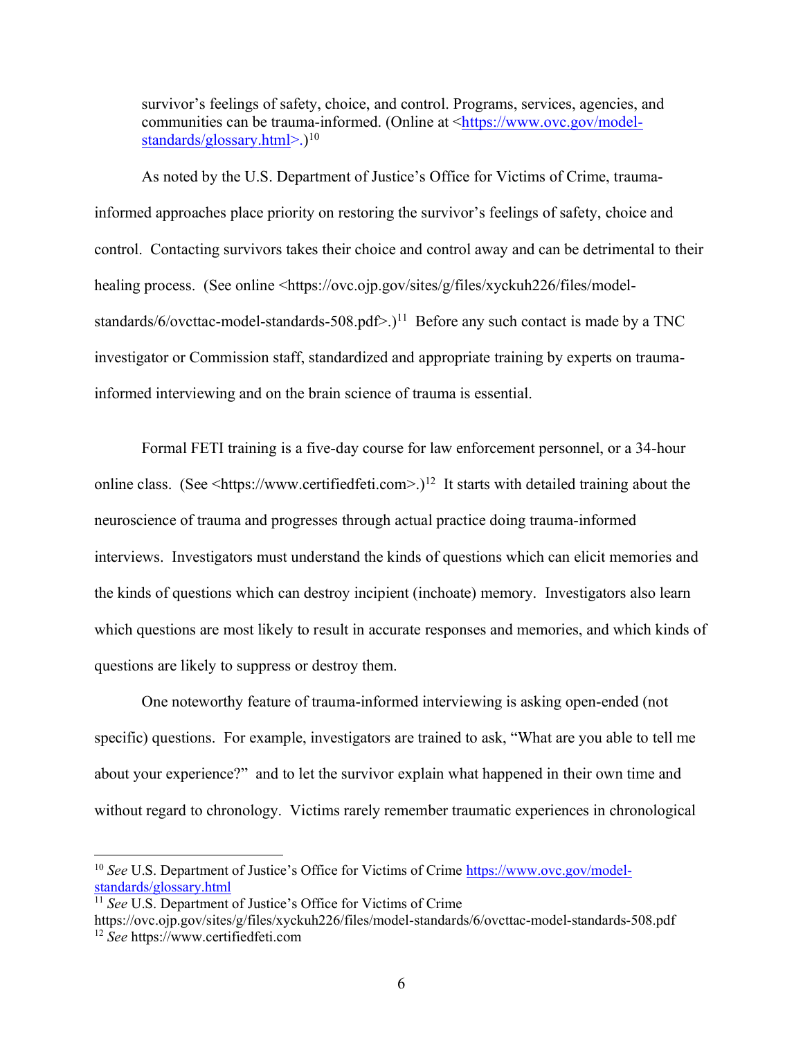> survivor's feelings of safety, choice, and control. Programs, services, agencies, and communities can be trauma-informed. (Online at <https://www.ovc.gov/model-standards/glossary.html>.)[10]

As noted by the U.S. Department of Justice's Office for Victims of Crime, trauma-informed approaches place priority on restoring the survivor's feelings of safety, choice and control. Contacting survivors takes their choice and control away and can be detrimental to their healing process. (See online <https://ovc.ojp.gov/sites/g/files/xyckuh226/files/model-standards/6/ovcttac-model-standards-508.pdf>.)[11] Before any such contact is made by a TNC investigator or Commission staff, standardized and appropriate training by experts on trauma-informed interviewing and on the brain science of trauma is essential.

Formal FETI training is a five-day course for law enforcement personnel, or a 34-hour online class. (See <https://www.certifiedfeti.com>.)[12] It starts with detailed training about the neuroscience of trauma and progresses through actual practice doing trauma-informed interviews. Investigators must understand the kinds of questions which can elicit memories and the kinds of questions which can destroy incipient (inchoate) memory. Investigators also learn which questions are most likely to result in accurate responses and memories, and which kinds of questions are likely to suppress or destroy them.

One noteworthy feature of trauma-informed interviewing is asking open-ended (not specific) questions. For example, investigators are trained to ask, "What are you able to tell me about your experience?" and to let the survivor explain what happened in their own time and without regard to chronology. Victims rarely remember traumatic experiences in chronological

---

[10] *See* U.S. Department of Justice's Office for Victims of Crime https://www.ovc.gov/model-standards/glossary.html

[11] *See* U.S. Department of Justice's Office for Victims of Crime https://ovc.ojp.gov/sites/g/files/xyckuh226/files/model-standards/6/ovcttac-model-standards-508.pdf

[12] *See* https://www.certifiedfeti.com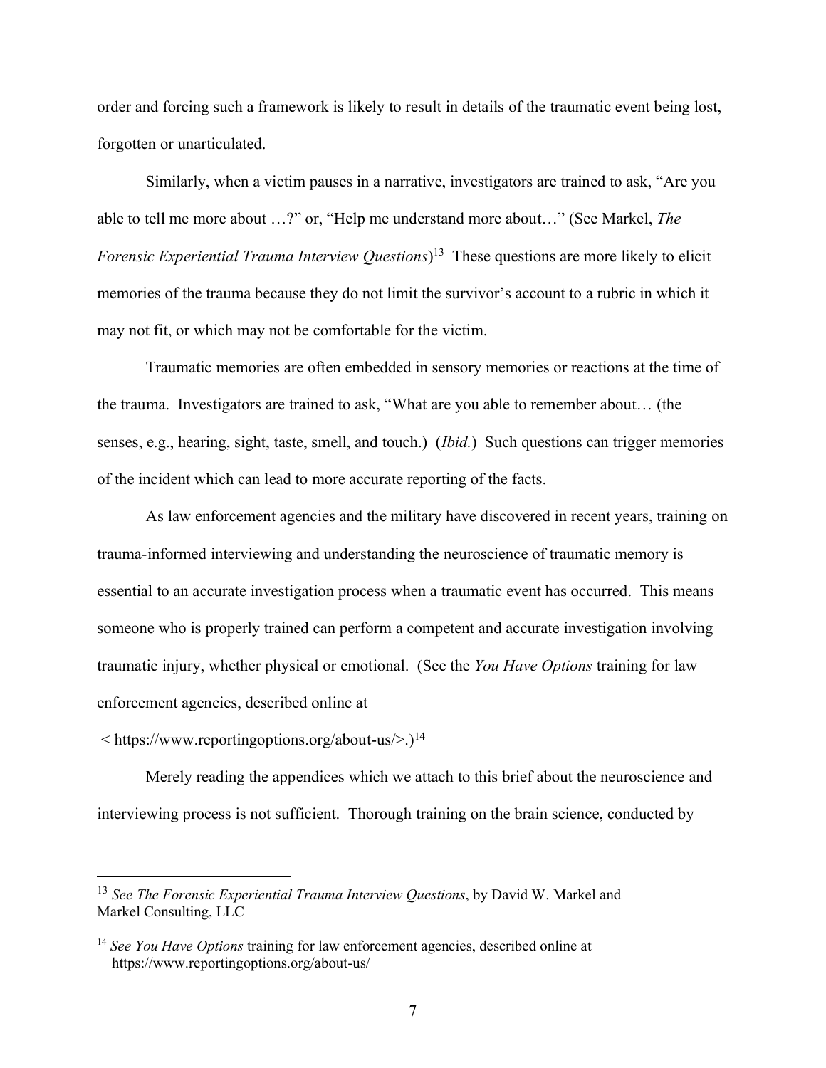order and forcing such a framework is likely to result in details of the traumatic event being lost, forgotten or unarticulated.

Similarly, when a victim pauses in a narrative, investigators are trained to ask, "Are you able to tell me more about …?" or, "Help me understand more about…" (See Markel, *The Forensic Experiential Trauma Interview Questions*)[13] These questions are more likely to elicit memories of the trauma because they do not limit the survivor's account to a rubric in which it may not fit, or which may not be comfortable for the victim.

Traumatic memories are often embedded in sensory memories or reactions at the time of the trauma. Investigators are trained to ask, "What are you able to remember about… (the senses, e.g., hearing, sight, taste, smell, and touch.) (*Ibid.*) Such questions can trigger memories of the incident which can lead to more accurate reporting of the facts.

As law enforcement agencies and the military have discovered in recent years, training on trauma-informed interviewing and understanding the neuroscience of traumatic memory is essential to an accurate investigation process when a traumatic event has occurred. This means someone who is properly trained can perform a competent and accurate investigation involving traumatic injury, whether physical or emotional. (See the *You Have Options* training for law enforcement agencies, described online at < https://www.reportingoptions.org/about-us/>.)[14]

Merely reading the appendices which we attach to this brief about the neuroscience and interviewing process is not sufficient. Thorough training on the brain science, conducted by

---

[13] *See The Forensic Experiential Trauma Interview Questions*, by David W. Markel and Markel Consulting, LLC

[14] *See You Have Options* training for law enforcement agencies, described online at https://www.reportingoptions.org/about-us/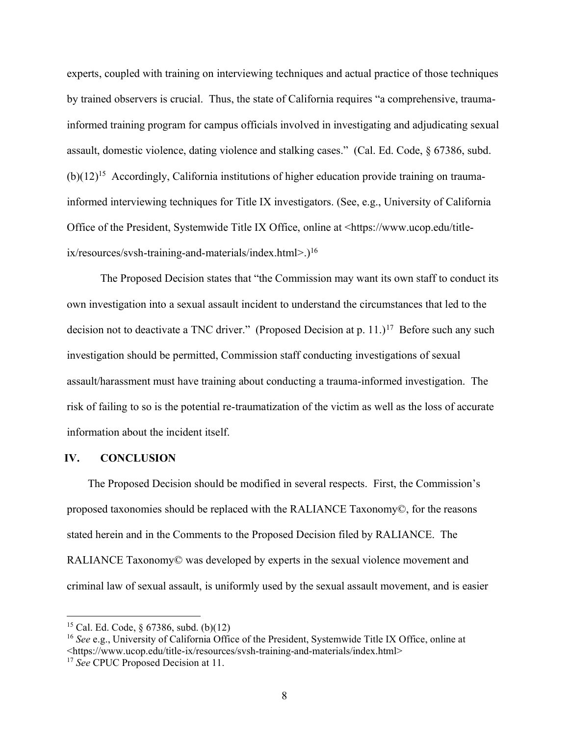experts, coupled with training on interviewing techniques and actual practice of those techniques by trained observers is crucial. Thus, the state of California requires "a comprehensive, trauma-informed training program for campus officials involved in investigating and adjudicating sexual assault, domestic violence, dating violence and stalking cases." (Cal. Ed. Code, § 67386, subd. (b)(12)[15] Accordingly, California institutions of higher education provide training on trauma-informed interviewing techniques for Title IX investigators. (See, e.g., University of California Office of the President, Systemwide Title IX Office, online at <https://www.ucop.edu/title-ix/resources/svsh-training-and-materials/index.html>.)[16]

The Proposed Decision states that "the Commission may want its own staff to conduct its own investigation into a sexual assault incident to understand the circumstances that led to the decision not to deactivate a TNC driver." (Proposed Decision at p. 11.)[17] Before such any such investigation should be permitted, Commission staff conducting investigations of sexual assault/harassment must have training about conducting a trauma-informed investigation. The risk of failing to so is the potential re-traumatization of the victim as well as the loss of accurate information about the incident itself.

## IV. CONCLUSION

The Proposed Decision should be modified in several respects. First, the Commission's proposed taxonomies should be replaced with the RALIANCE Taxonomy©, for the reasons stated herein and in the Comments to the Proposed Decision filed by RALIANCE. The RALIANCE Taxonomy© was developed by experts in the sexual violence movement and criminal law of sexual assault, is uniformly used by the sexual assault movement, and is easier

---

[15] Cal. Ed. Code, § 67386, subd. (b)(12)

[16] *See* e.g., University of California Office of the President, Systemwide Title IX Office, online at <https://www.ucop.edu/title-ix/resources/svsh-training-and-materials/index.html>

[17] *See* CPUC Proposed Decision at 11.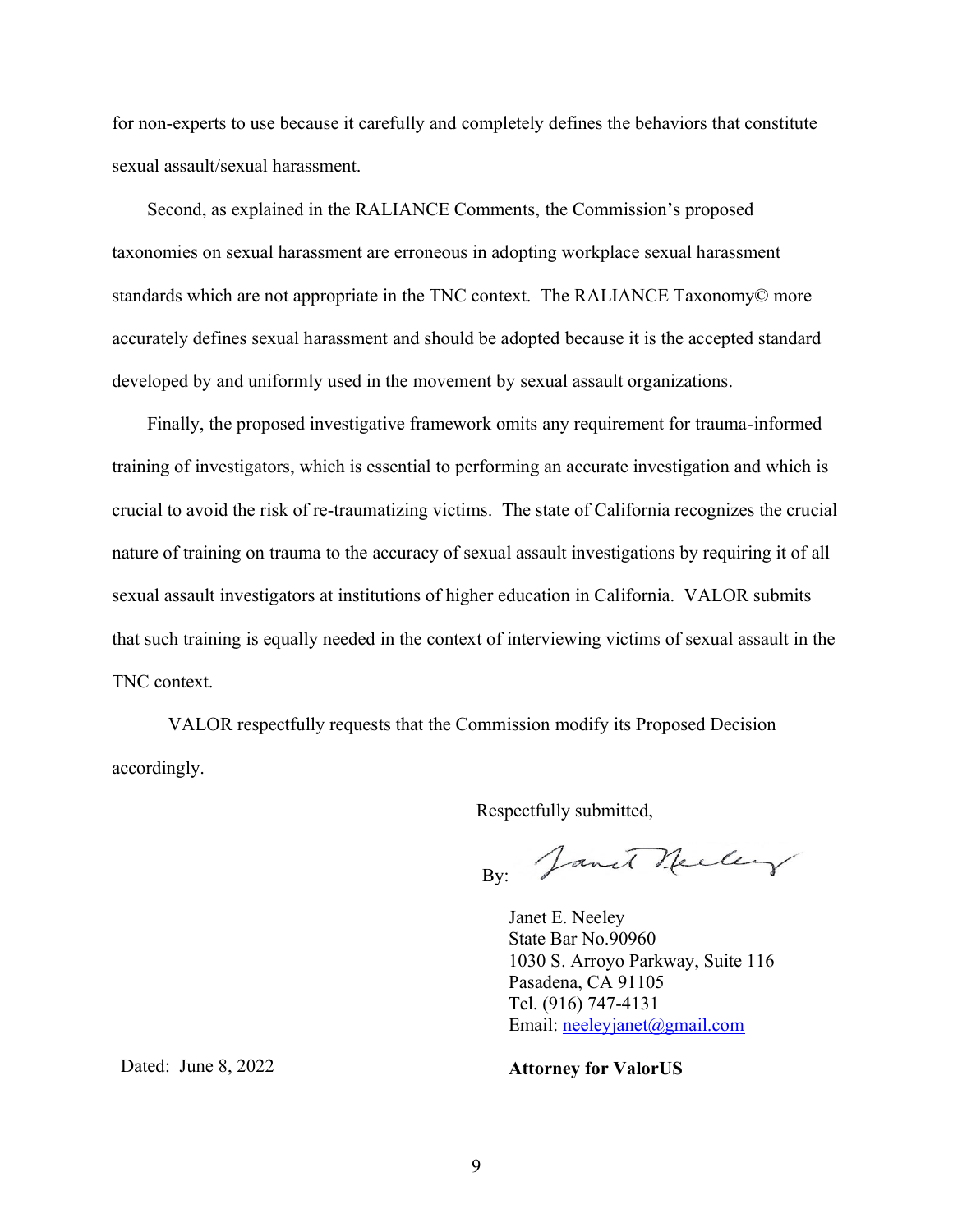for non-experts to use because it carefully and completely defines the behaviors that constitute sexual assault/sexual harassment.

Second, as explained in the RALIANCE Comments, the Commission's proposed taxonomies on sexual harassment are erroneous in adopting workplace sexual harassment standards which are not appropriate in the TNC context. The RALIANCE Taxonomy© more accurately defines sexual harassment and should be adopted because it is the accepted standard developed by and uniformly used in the movement by sexual assault organizations.

Finally, the proposed investigative framework omits any requirement for trauma-informed training of investigators, which is essential to performing an accurate investigation and which is crucial to avoid the risk of re-traumatizing victims. The state of California recognizes the crucial nature of training on trauma to the accuracy of sexual assault investigations by requiring it of all sexual assault investigators at institutions of higher education in California. VALOR submits that such training is equally needed in the context of interviewing victims of sexual assault in the TNC context.

VALOR respectfully requests that the Commission modify its Proposed Decision accordingly.

Respectfully submitted,

By: *Janet Neeley*

Janet E. Neeley
State Bar No.90960
1030 S. Arroyo Parkway, Suite 116
Pasadena, CA 91105
Tel. (916) 747-4131
Email: neeleyjanet@gmail.com

Dated: June 8, 2022

**Attorney for ValorUS**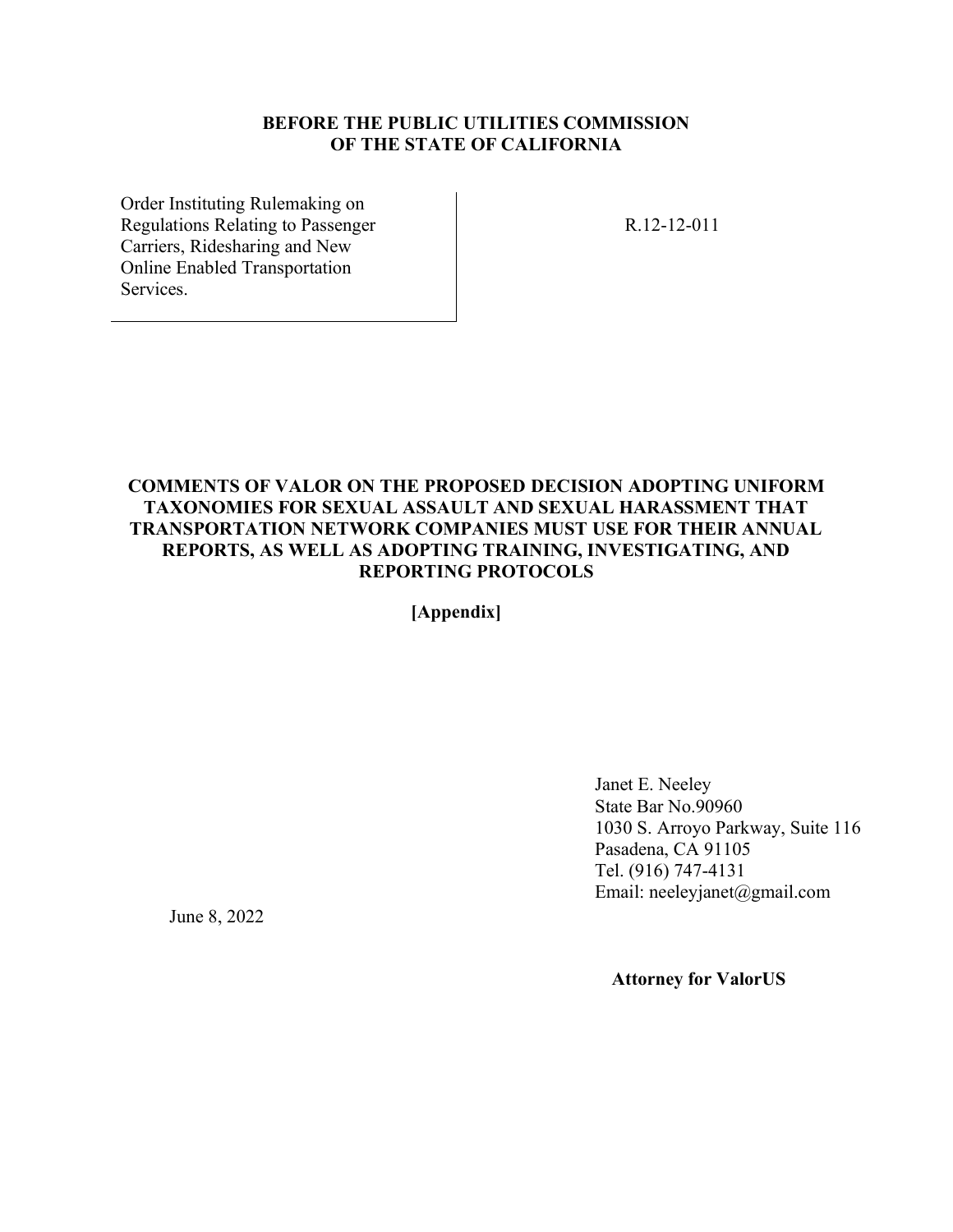**BEFORE THE PUBLIC UTILITIES COMMISSION OF THE STATE OF CALIFORNIA**

| Order Instituting Rulemaking on Regulations Relating to Passenger Carriers, Ridesharing and New Online Enabled Transportation Services. | R.12-12-011 |
|---|---|

**COMMENTS OF VALOR ON THE PROPOSED DECISION ADOPTING UNIFORM TAXONOMIES FOR SEXUAL ASSAULT AND SEXUAL HARASSMENT THAT TRANSPORTATION NETWORK COMPANIES MUST USE FOR THEIR ANNUAL REPORTS, AS WELL AS ADOPTING TRAINING, INVESTIGATING, AND REPORTING PROTOCOLS**

**[Appendix]**

Janet E. Neeley
State Bar No.90960
1030 S. Arroyo Parkway, Suite 116
Pasadena, CA 91105
Tel. (916) 747-4131
Email: neeleyjanet@gmail.com

June 8, 2022

**Attorney for ValorUS**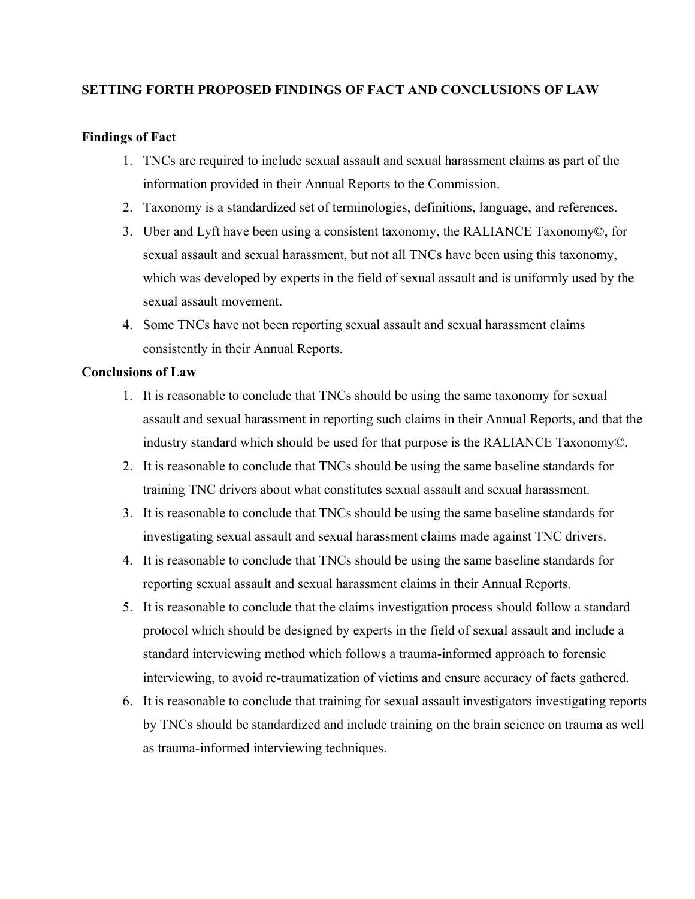## SETTING FORTH PROPOSED FINDINGS OF FACT AND CONCLUSIONS OF LAW

### Findings of Fact

1. TNCs are required to include sexual assault and sexual harassment claims as part of the information provided in their Annual Reports to the Commission.
2. Taxonomy is a standardized set of terminologies, definitions, language, and references.
3. Uber and Lyft have been using a consistent taxonomy, the RALIANCE Taxonomy©, for sexual assault and sexual harassment, but not all TNCs have been using this taxonomy, which was developed by experts in the field of sexual assault and is uniformly used by the sexual assault movement.
4. Some TNCs have not been reporting sexual assault and sexual harassment claims consistently in their Annual Reports.

### Conclusions of Law

1. It is reasonable to conclude that TNCs should be using the same taxonomy for sexual assault and sexual harassment in reporting such claims in their Annual Reports, and that the industry standard which should be used for that purpose is the RALIANCE Taxonomy©.
2. It is reasonable to conclude that TNCs should be using the same baseline standards for training TNC drivers about what constitutes sexual assault and sexual harassment.
3. It is reasonable to conclude that TNCs should be using the same baseline standards for investigating sexual assault and sexual harassment claims made against TNC drivers.
4. It is reasonable to conclude that TNCs should be using the same baseline standards for reporting sexual assault and sexual harassment claims in their Annual Reports.
5. It is reasonable to conclude that the claims investigation process should follow a standard protocol which should be designed by experts in the field of sexual assault and include a standard interviewing method which follows a trauma-informed approach to forensic interviewing, to avoid re-traumatization of victims and ensure accuracy of facts gathered.
6. It is reasonable to conclude that training for sexual assault investigators investigating reports by TNCs should be standardized and include training on the brain science on trauma as well as trauma-informed interviewing techniques.